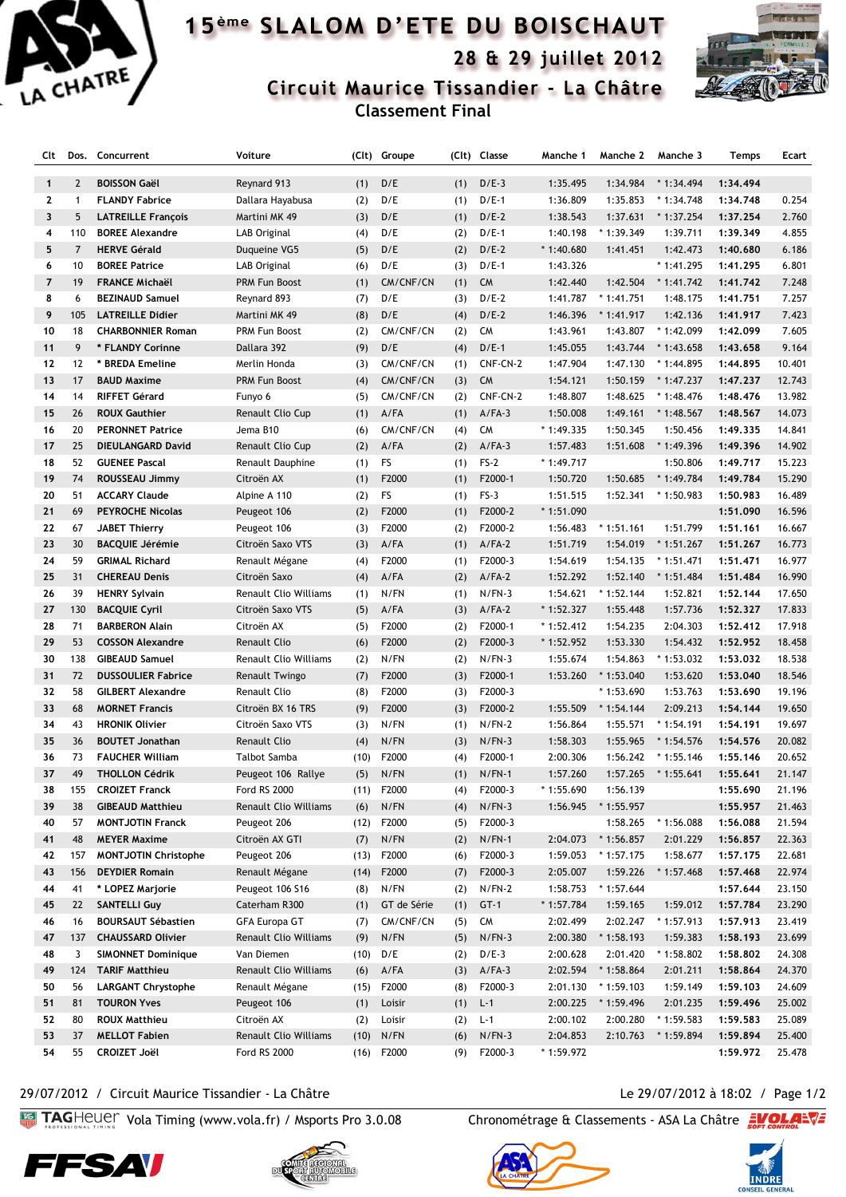# 15ème SLALOM D'ETE DU BOISCHAUT

## 28 & 29 juillet 2012

## Circuit Maurice Tissandier - La Châtre

### Classement Final

| Clt | Dos. | Concurrent | Voiture | (Clt) | Groupe | (Clt) | Classe | Manche 1 | Manche 2 | Manche 3 | Temps | Ecart |
|---|---|---|---|---|---|---|---|---|---|---|---|---|
| 1 | 2 | BOISSON Gaël | Reynard 913 | (1) | D/E | (1) | D/E-3 | 1:35.495 | 1:34.984 | * 1:34.494 | 1:34.494 | |
| 2 | 1 | FLANDY Fabrice | Dallara Hayabusa | (2) | D/E | (1) | D/E-1 | 1:36.809 | 1:35.853 | * 1:34.748 | 1:34.748 | 0.254 |
| 3 | 5 | LATREILLE François | Martini MK 49 | (3) | D/E | (1) | D/E-2 | 1:38.543 | 1:37.631 | * 1:37.254 | 1:37.254 | 2.760 |
| 4 | 110 | BOREE Alexandre | LAB Original | (4) | D/E | (2) | D/E-1 | 1:40.198 | * 1:39.349 | 1:39.711 | 1:39.349 | 4.855 |
| 5 | 7 | HERVE Gérald | Duqueine VG5 | (5) | D/E | (2) | D/E-2 | * 1:40.680 | 1:41.451 | 1:42.473 | 1:40.680 | 6.186 |
| 6 | 10 | BOREE Patrice | LAB Original | (6) | D/E | (3) | D/E-1 | 1:43.326 | | * 1:41.295 | 1:41.295 | 6.801 |
| 7 | 19 | FRANCE Michaël | PRM Fun Boost | (1) | CM/CNF/CN | (1) | CM | 1:42.440 | 1:42.504 | * 1:41.742 | 1:41.742 | 7.248 |
| 8 | 6 | BEZINAUD Samuel | Reynard 893 | (7) | D/E | (3) | D/E-2 | 1:41.787 | * 1:41.751 | 1:48.175 | 1:41.751 | 7.257 |
| 9 | 105 | LATREILLE Didier | Martini MK 49 | (8) | D/E | (4) | D/E-2 | 1:46.396 | * 1:41.917 | 1:42.136 | 1:41.917 | 7.423 |
| 10 | 18 | CHARBONNIER Roman | PRM Fun Boost | (2) | CM/CNF/CN | (2) | CM | 1:43.961 | 1:43.807 | * 1:42.099 | 1:42.099 | 7.605 |
| 11 | 9 | * FLANDY Corinne | Dallara 392 | (9) | D/E | (4) | D/E-1 | 1:45.055 | 1:43.744 | * 1:43.658 | 1:43.658 | 9.164 |
| 12 | 12 | * BREDA Emeline | Merlin Honda | (3) | CM/CNF/CN | (1) | CNF-CN-2 | 1:47.904 | 1:47.130 | * 1:44.895 | 1:44.895 | 10.401 |
| 13 | 17 | BAUD Maxime | PRM Fun Boost | (4) | CM/CNF/CN | (3) | CM | 1:54.121 | 1:50.159 | * 1:47.237 | 1:47.237 | 12.743 |
| 14 | 14 | RIFFET Gérard | Funyo 6 | (5) | CM/CNF/CN | (2) | CNF-CN-2 | 1:48.807 | 1:48.625 | * 1:48.476 | 1:48.476 | 13.982 |
| 15 | 26 | ROUX Gauthier | Renault Clio Cup | (1) | A/FA | (1) | A/FA-3 | 1:50.008 | 1:49.161 | * 1:48.567 | 1:48.567 | 14.073 |
| 16 | 20 | PERONNET Patrice | Jema B10 | (6) | CM/CNF/CN | (4) | CM | * 1:49.335 | 1:50.345 | 1:50.456 | 1:49.335 | 14.841 |
| 17 | 25 | DIEULANGARD David | Renault Clio Cup | (2) | A/FA | (2) | A/FA-3 | 1:57.483 | 1:51.608 | * 1:49.396 | 1:49.396 | 14.902 |
| 18 | 52 | GUENEE Pascal | Renault Dauphine | (1) | FS | (1) | FS-2 | * 1:49.717 | | 1:50.806 | 1:49.717 | 15.223 |
| 19 | 74 | ROUSSEAU Jimmy | Citroën AX | (1) | F2000 | (1) | F2000-1 | 1:50.720 | 1:50.685 | * 1:49.784 | 1:49.784 | 15.290 |
| 20 | 51 | ACCARY Claude | Alpine A 110 | (2) | FS | (1) | FS-3 | 1:51.515 | 1:52.341 | * 1:50.983 | 1:50.983 | 16.489 |
| 21 | 69 | PEYROCHE Nicolas | Peugeot 106 | (2) | F2000 | (1) | F2000-2 | * 1:51.090 | | | 1:51.090 | 16.596 |
| 22 | 67 | JABET Thierry | Peugeot 106 | (3) | F2000 | (2) | F2000-2 | 1:56.483 | * 1:51.161 | 1:51.799 | 1:51.161 | 16.667 |
| 23 | 30 | BACQUIE Jérémie | Citroën Saxo VTS | (3) | A/FA | (1) | A/FA-2 | 1:51.719 | 1:54.019 | * 1:51.267 | 1:51.267 | 16.773 |
| 24 | 59 | GRIMAL Richard | Renault Mégane | (4) | F2000 | (1) | F2000-3 | 1:54.619 | 1:54.135 | * 1:51.471 | 1:51.471 | 16.977 |
| 25 | 31 | CHEREAU Denis | Citroën Saxo | (4) | A/FA | (2) | A/FA-2 | 1:52.292 | 1:52.140 | * 1:51.484 | 1:51.484 | 16.990 |
| 26 | 39 | HENRY Sylvain | Renault Clio Williams | (1) | N/FN | (1) | N/FN-3 | 1:54.621 | * 1:52.144 | 1:52.821 | 1:52.144 | 17.650 |
| 27 | 33 | BACQUIE Cyril | Citroën Saxo VTS | (5) | A/FA | (3) | A/FA-2 | * 1:52.327 | 1:55.448 | 1:57.736 | 1:52.327 | 17.833 |
| 28 | 71 | BARBERON Alain | Citroën AX | (5) | F2000 | (2) | F2000-1 | * 1:52.412 | 1:54.235 | 2:04.303 | 1:52.412 | 17.918 |
| 29 | 53 | COSSON Alexandre | Renault Clio | (6) | F2000 | (2) | F2000-3 | * 1:52.952 | 1:53.330 | 1:54.432 | 1:52.952 | 18.458 |
| 30 | 138 | GIBEAUD Samuel | Renault Clio Williams | (2) | N/FN | (2) | N/FN-3 | 1:55.674 | 1:54.863 | * 1:53.032 | 1:53.032 | 18.538 |
| 31 | 72 | DUSSOULIER Fabrice | Renault Twingo | (7) | F2000 | (3) | F2000-1 | 1:53.260 | * 1:53.040 | 1:53.620 | 1:53.040 | 18.546 |
| 32 | 58 | GILBERT Alexandre | Renault Clio | (8) | F2000 | (3) | F2000-3 | | * 1:53.690 | 1:53.763 | 1:53.690 | 19.196 |
| 33 | 68 | MORNET Francis | Citroën BX 16 TRS | (9) | F2000 | (3) | F2000-2 | 1:55.509 | * 1:54.144 | 2:09.213 | 1:54.144 | 19.650 |
| 34 | 43 | HRONIK Olivier | Citroën Saxo VTS | (3) | N/FN | (1) | N/FN-2 | 1:56.864 | 1:55.571 | * 1:54.191 | 1:54.191 | 19.697 |
| 35 | 36 | BOUTET Jonathan | Renault Clio | (4) | N/FN | (3) | N/FN-3 | 1:58.303 | 1:55.965 | * 1:54.576 | 1:54.576 | 20.082 |
| 36 | 73 | FAUCHER William | Talbot Samba | (10) | F2000 | (4) | F2000-1 | 2:00.306 | 1:56.242 | * 1:55.146 | 1:55.146 | 20.652 |
| 37 | 49 | THOLLON Cédrik | Peugeot 106 Rallye | (5) | N/FN | (1) | N/FN-1 | 1:57.260 | 1:57.265 | * 1:55.641 | 1:55.641 | 21.147 |
| 38 | 155 | CROIZET Franck | Ford RS 2000 | (11) | F2000 | (4) | F2000-3 | * 1:55.690 | 1:56.139 | | 1:55.690 | 21.196 |
| 39 | 38 | GIBEAUD Matthieu | Renault Clio Williams | (6) | N/FN | (4) | N/FN-3 | 1:56.945 | * 1:55.957 | | 1:55.957 | 21.463 |
| 40 | 57 | MONTJOTIN Franck | Peugeot 206 | (12) | F2000 | (5) | F2000-3 | | 1:58.265 | * 1:56.088 | 1:56.088 | 21.594 |
| 41 | 48 | MEYER Maxime | Citroën AX GTI | (7) | N/FN | (2) | N/FN-1 | 2:04.073 | * 1:56.857 | 2:01.229 | 1:56.857 | 22.363 |
| 42 | 157 | MONTJOTIN Christophe | Peugeot 206 | (13) | F2000 | (6) | F2000-3 | 1:59.053 | * 1:57.175 | 1:58.677 | 1:57.175 | 22.681 |
| 43 | 156 | DEYDIER Romain | Renault Mégane | (14) | F2000 | (7) | F2000-3 | 2:05.007 | 1:59.226 | * 1:57.468 | 1:57.468 | 22.974 |
| 44 | 41 | * LOPEZ Marjorie | Peugeot 106 S16 | (8) | N/FN | (2) | N/FN-2 | 1:58.753 | * 1:57.644 | | 1:57.644 | 23.150 |
| 45 | 22 | SANTELLI Guy | Caterham R300 | (1) | GT de Série | (1) | GT-1 | * 1:57.784 | 1:59.165 | 1:59.012 | 1:57.784 | 23.290 |
| 46 | 16 | BOURSAUT Sébastien | GFA Europa GT | (7) | CM/CNF/CN | (5) | CM | 2:02.499 | 2:02.247 | * 1:57.913 | 1:57.913 | 23.419 |
| 47 | 137 | CHAUSSARD Olivier | Renault Clio Williams | (9) | N/FN | (5) | N/FN-3 | 2:00.380 | * 1:58.193 | 1:59.383 | 1:58.193 | 23.699 |
| 48 | 3 | SIMONNET Dominique | Van Diemen | (10) | D/E | (2) | D/E-3 | 2:00.628 | 2:01.420 | * 1:58.802 | 1:58.802 | 24.308 |
| 49 | 124 | TARIF Matthieu | Renault Clio Williams | (6) | A/FA | (3) | A/FA-3 | 2:02.594 | * 1:58.864 | 2:01.211 | 1:58.864 | 24.370 |
| 50 | 56 | LARGANT Chrystophe | Renault Mégane | (15) | F2000 | (8) | F2000-3 | 2:01.130 | * 1:59.103 | 1:59.149 | 1:59.103 | 24.609 |
| 51 | 81 | TOURON Yves | Peugeot 106 | (1) | Loisir | (1) | L-1 | 2:00.225 | * 1:59.496 | 2:01.235 | 1:59.496 | 25.002 |
| 52 | 80 | ROUX Matthieu | Citroën AX | (2) | Loisir | (2) | L-1 | 2:00.102 | 2:00.280 | * 1:59.583 | 1:59.583 | 25.089 |
| 53 | 37 | MELLOT Fabien | Renault Clio Williams | (10) | N/FN | (6) | N/FN-3 | 2:04.853 | 2:10.763 | * 1:59.894 | 1:59.894 | 25.400 |
| 54 | 55 | CROIZET Joël | Ford RS 2000 | (16) | F2000 | (9) | F2000-3 | * 1:59.972 | | | 1:59.972 | 25.478 |

29/07/2012 / Circuit Maurice Tissandier - La Châtre — Le 29/07/2012 à 18:02

TAGHeuer Vola Timing (www.vola.fr) / Msports Pro 3.0.08 — Chronométrage & Classements - ASA La Châtre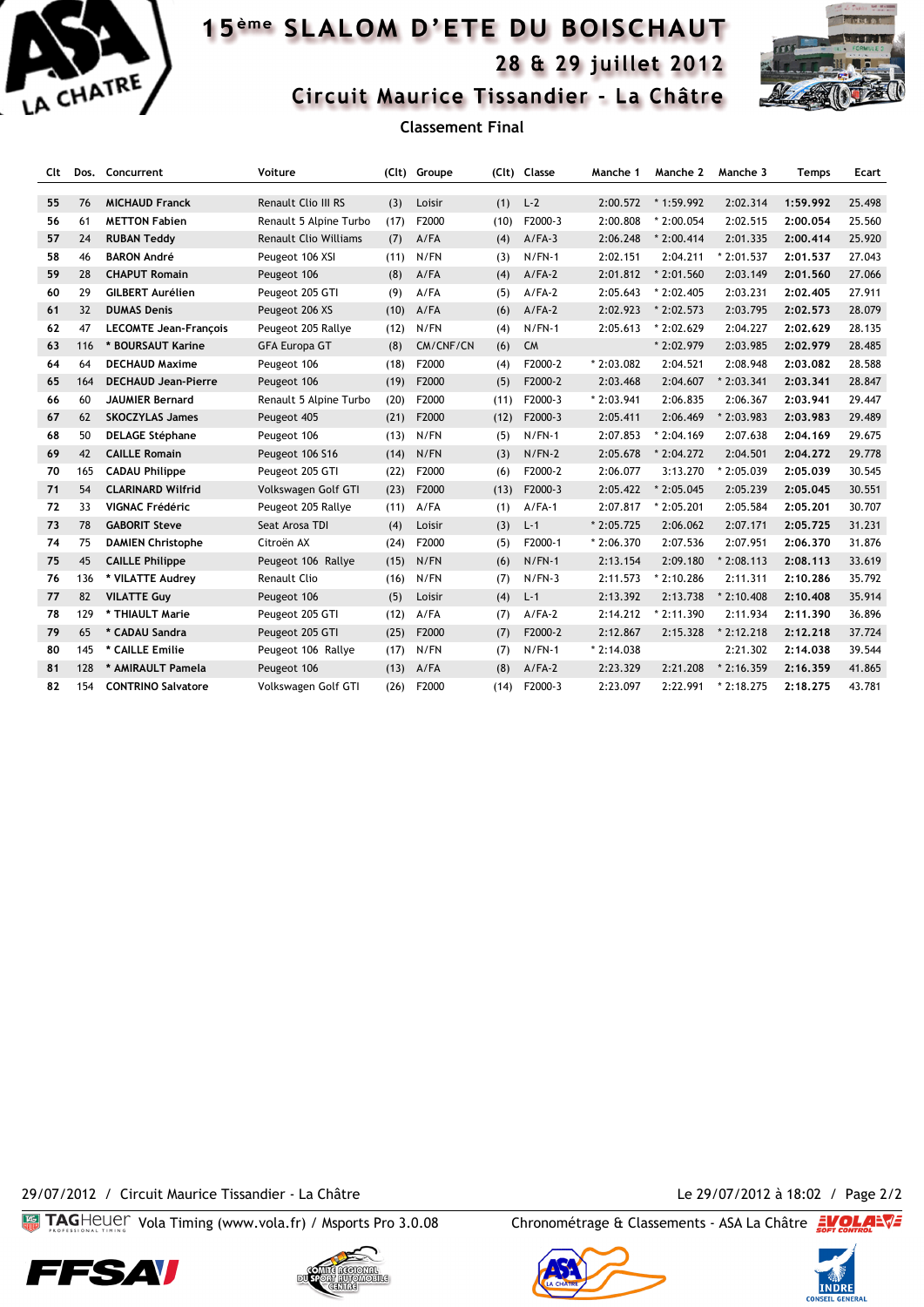# 15ème SLALOM D'ETE DU BOISCHAUT

## 28 & 29 juillet 2012

## Circuit Maurice Tissandier - La Châtre

### Classement Final

| Clt | Dos. | Concurrent | Voiture | (Clt) | Groupe | (Clt) | Classe | Manche 1 | Manche 2 | Manche 3 | Temps | Ecart |
|---|---|---|---|---|---|---|---|---|---|---|---|---|
| 55 | 76 | MICHAUD Franck | Renault Clio III RS | (3) | Loisir | (1) | L-2 | 2:00.572 | * 1:59.992 | 2:02.314 | 1:59.992 | 25.498 |
| 56 | 61 | METTON Fabien | Renault 5 Alpine Turbo | (17) | F2000 | (10) | F2000-3 | 2:00.808 | * 2:00.054 | 2:02.515 | 2:00.054 | 25.560 |
| 57 | 24 | RUBAN Teddy | Renault Clio Williams | (7) | A/FA | (4) | A/FA-3 | 2:06.248 | * 2:00.414 | 2:01.335 | 2:00.414 | 25.920 |
| 58 | 46 | BARON André | Peugeot 106 XSI | (11) | N/FN | (3) | N/FN-1 | 2:02.151 | 2:04.211 | * 2:01.537 | 2:01.537 | 27.043 |
| 59 | 28 | CHAPUT Romain | Peugeot 106 | (8) | A/FA | (4) | A/FA-2 | 2:01.812 | * 2:01.560 | 2:03.149 | 2:01.560 | 27.066 |
| 60 | 29 | GILBERT Aurélien | Peugeot 205 GTI | (9) | A/FA | (5) | A/FA-2 | 2:05.643 | * 2:02.405 | 2:03.231 | 2:02.405 | 27.911 |
| 61 | 32 | DUMAS Denis | Peugeot 206 XS | (10) | A/FA | (6) | A/FA-2 | 2:02.923 | * 2:02.573 | 2:03.795 | 2:02.573 | 28.079 |
| 62 | 47 | LECOMTE Jean-François | Peugeot 205 Rallye | (12) | N/FN | (4) | N/FN-1 | 2:05.613 | * 2:02.629 | 2:04.227 | 2:02.629 | 28.135 |
| 63 | 116 | * BOURSAUT Karine | GFA Europa GT | (8) | CM/CNF/CN | (6) | CM | | * 2:02.979 | 2:03.985 | 2:02.979 | 28.485 |
| 64 | 64 | DECHAUD Maxime | Peugeot 106 | (18) | F2000 | (4) | F2000-2 | * 2:03.082 | 2:04.521 | 2:08.948 | 2:03.082 | 28.588 |
| 65 | 164 | DECHAUD Jean-Pierre | Peugeot 106 | (19) | F2000 | (5) | F2000-2 | 2:03.468 | 2:04.607 | * 2:03.341 | 2:03.341 | 28.847 |
| 66 | 60 | JAUMIER Bernard | Renault 5 Alpine Turbo | (20) | F2000 | (11) | F2000-3 | * 2:03.941 | 2:06.835 | 2:06.367 | 2:03.941 | 29.447 |
| 67 | 62 | SKOCZYLAS James | Peugeot 405 | (21) | F2000 | (12) | F2000-3 | 2:05.411 | 2:06.469 | * 2:03.983 | 2:03.983 | 29.489 |
| 68 | 50 | DELAGE Stéphane | Peugeot 106 | (13) | N/FN | (5) | N/FN-1 | 2:07.853 | * 2:04.169 | 2:07.638 | 2:04.169 | 29.675 |
| 69 | 42 | CAILLE Romain | Peugeot 106 S16 | (14) | N/FN | (3) | N/FN-2 | 2:05.678 | * 2:04.272 | 2:04.501 | 2:04.272 | 29.778 |
| 70 | 165 | CADAU Philippe | Peugeot 205 GTI | (22) | F2000 | (6) | F2000-2 | 2:06.077 | 3:13.270 | * 2:05.039 | 2:05.039 | 30.545 |
| 71 | 54 | CLARINARD Wilfrid | Volkswagen Golf GTI | (23) | F2000 | (13) | F2000-3 | 2:05.422 | * 2:05.045 | 2:05.239 | 2:05.045 | 30.551 |
| 72 | 33 | VIGNAC Frédéric | Peugeot 205 Rallye | (11) | A/FA | (1) | A/FA-1 | 2:07.817 | * 2:05.201 | 2:05.584 | 2:05.201 | 30.707 |
| 73 | 78 | GABORIT Steve | Seat Arosa TDI | (4) | Loisir | (3) | L-1 | * 2:05.725 | 2:06.062 | 2:07.171 | 2:05.725 | 31.231 |
| 74 | 75 | DAMIEN Christophe | Citroën AX | (24) | F2000 | (5) | F2000-1 | * 2:06.370 | 2:07.536 | 2:07.951 | 2:06.370 | 31.876 |
| 75 | 45 | CAILLE Philippe | Peugeot 106 Rallye | (15) | N/FN | (6) | N/FN-1 | 2:13.154 | 2:09.180 | * 2:08.113 | 2:08.113 | 33.619 |
| 76 | 136 | * VILATTE Audrey | Renault Clio | (16) | N/FN | (7) | N/FN-3 | 2:11.573 | * 2:10.286 | 2:11.311 | 2:10.286 | 35.792 |
| 77 | 82 | VILATTE Guy | Peugeot 106 | (5) | Loisir | (4) | L-1 | 2:13.392 | 2:13.738 | * 2:10.408 | 2:10.408 | 35.914 |
| 78 | 129 | * THIAULT Marie | Peugeot 205 GTI | (12) | A/FA | (7) | A/FA-2 | 2:14.212 | * 2:11.390 | 2:11.934 | 2:11.390 | 36.896 |
| 79 | 65 | * CADAU Sandra | Peugeot 205 GTI | (25) | F2000 | (7) | F2000-2 | 2:12.867 | 2:15.328 | * 2:12.218 | 2:12.218 | 37.724 |
| 80 | 145 | * CAILLE Emilie | Peugeot 106 Rallye | (17) | N/FN | (7) | N/FN-1 | * 2:14.038 | | 2:21.302 | 2:14.038 | 39.544 |
| 81 | 128 | * AMIRAULT Pamela | Peugeot 106 | (13) | A/FA | (8) | A/FA-2 | 2:23.329 | 2:21.208 | * 2:16.359 | 2:16.359 | 41.865 |
| 82 | 154 | CONTRINO Salvatore | Volkswagen Golf GTI | (26) | F2000 | (14) | F2000-3 | 2:23.097 | 2:22.991 | * 2:18.275 | 2:18.275 | 43.781 |

29/07/2012 / Circuit Maurice Tissandier - La Châtre — Le 29/07/2012 à 18:02

TAGHeuer Vola Timing (www.vola.fr) / Msports Pro 3.0.08 — Chronométrage & Classements - ASA La Châtre